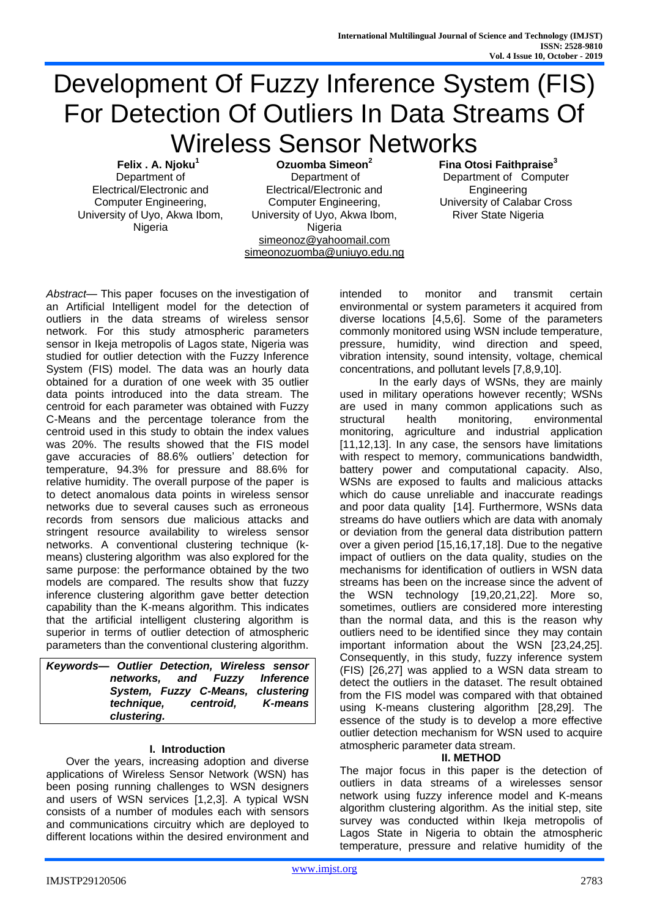# Development Of Fuzzy Inference System (FIS) For Detection Of Outliers In Data Streams Of Wireless Sensor Networks

**Felix . A. Njoku**[1]
Department of Electrical/Electronic and Computer Engineering,
University of Uyo, Akwa Ibom, Nigeria

**Ozuomba Simeon**[2]
Department of Electrical/Electronic and Computer Engineering,
University of Uyo, Akwa Ibom, Nigeria
simeonoz@yahoomail.com
simeonozuomba@uniuyo.edu.ng

**Fina Otosi Faithpraise**[3]
Department of Computer Engineering
University of Calabar Cross River State Nigeria

*Abstract*— This paper focuses on the investigation of an Artificial Intelligent model for the detection of outliers in the data streams of wireless sensor network. For this study atmospheric parameters sensor in Ikeja metropolis of Lagos state, Nigeria was studied for outlier detection with the Fuzzy Inference System (FIS) model. The data was an hourly data obtained for a duration of one week with 35 outlier data points introduced into the data stream. The centroid for each parameter was obtained with Fuzzy C-Means and the percentage tolerance from the centroid used in this study to obtain the index values was 20%. The results showed that the FIS model gave accuracies of 88.6% outliers' detection for temperature, 94.3% for pressure and 88.6% for relative humidity. The overall purpose of the paper is to detect anomalous data points in wireless sensor networks due to several causes such as erroneous records from sensors due malicious attacks and stringent resource availability to wireless sensor networks. A conventional clustering technique (k-means) clustering algorithm was also explored for the same purpose: the performance obtained by the two models are compared. The results show that fuzzy inference clustering algorithm gave better detection capability than the K-means algorithm. This indicates that the artificial intelligent clustering algorithm is superior in terms of outlier detection of atmospheric parameters than the conventional clustering algorithm.

***Keywords— Outlier Detection, Wireless sensor networks, and Fuzzy Inference System, Fuzzy C-Means, clustering technique, centroid, K-means clustering.***

## I. Introduction

Over the years, increasing adoption and diverse applications of Wireless Sensor Network (WSN) has been posing running challenges to WSN designers and users of WSN services [1,2,3]. A typical WSN consists of a number of modules each with sensors and communications circuitry which are deployed to different locations within the desired environment and intended to monitor and transmit certain environmental or system parameters it acquired from diverse locations [4,5,6]. Some of the parameters commonly monitored using WSN include temperature, pressure, humidity, wind direction and speed, vibration intensity, sound intensity, voltage, chemical concentrations, and pollutant levels [7,8,9,10].

In the early days of WSNs, they are mainly used in military operations however recently; WSNs are used in many common applications such as structural health monitoring, environmental monitoring, agriculture and industrial application [11,12,13]. In any case, the sensors have limitations with respect to memory, communications bandwidth, battery power and computational capacity. Also, WSNs are exposed to faults and malicious attacks which do cause unreliable and inaccurate readings and poor data quality [14]. Furthermore, WSNs data streams do have outliers which are data with anomaly or deviation from the general data distribution pattern over a given period [15,16,17,18]. Due to the negative impact of outliers on the data quality, studies on the mechanisms for identification of outliers in WSN data streams has been on the increase since the advent of the WSN technology [19,20,21,22]. More so, sometimes, outliers are considered more interesting than the normal data, and this is the reason why outliers need to be identified since they may contain important information about the WSN [23,24,25]. Consequently, in this study, fuzzy inference system (FIS) [26,27] was applied to a WSN data stream to detect the outliers in the dataset. The result obtained from the FIS model was compared with that obtained using K-means clustering algorithm [28,29]. The essence of the study is to develop a more effective outlier detection mechanism for WSN used to acquire atmospheric parameter data stream.

## II. METHOD

The major focus in this paper is the detection of outliers in data streams of a wirelesses sensor network using fuzzy inference model and K-means algorithm clustering algorithm. As the initial step, site survey was conducted within Ikeja metropolis of Lagos State in Nigeria to obtain the atmospheric temperature, pressure and relative humidity of the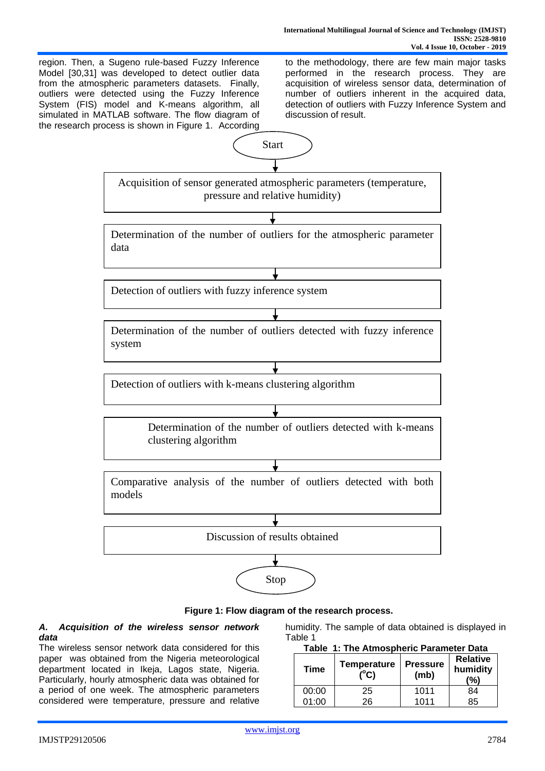region. Then, a Sugeno rule-based Fuzzy Inference Model [30,31] was developed to detect outlier data from the atmospheric parameters datasets. Finally, outliers were detected using the Fuzzy Inference System (FIS) model and K-means algorithm, all simulated in MATLAB software. The flow diagram of the research process is shown in Figure 1. According to the methodology, there are few main major tasks performed in the research process. They are acquisition of wireless sensor data, determination of number of outliers inherent in the acquired data, detection of outliers with Fuzzy Inference System and discussion of result.

Start

↓

Acquisition of sensor generated atmospheric parameters (temperature, pressure and relative humidity)

↓

Determination of the number of outliers for the atmospheric parameter data

↓

Detection of outliers with fuzzy inference system

↓

Determination of the number of outliers detected with fuzzy inference system

↓

Detection of outliers with k-means clustering algorithm

↓

Determination of the number of outliers detected with k-means clustering algorithm

↓

Comparative analysis of the number of outliers detected with both models

↓

Discussion of results obtained

↓

Stop

**Figure 1: Flow diagram of the research process.**

### *A. Acquisition of the wireless sensor network data*

The wireless sensor network data considered for this paper was obtained from the Nigeria meteorological department located in Ikeja, Lagos state, Nigeria. Particularly, hourly atmospheric data was obtained for a period of one week. The atmospheric parameters considered were temperature, pressure and relative humidity. The sample of data obtained is displayed in Table 1

**Table 1: The Atmospheric Parameter Data**

| Time | Temperature ($^{o}$C) | Pressure (mb) | Relative humidity (%) |
|---|---|---|---|
| 00:00 | 25 | 1011 | 84 |
| 01:00 | 26 | 1011 | 85 |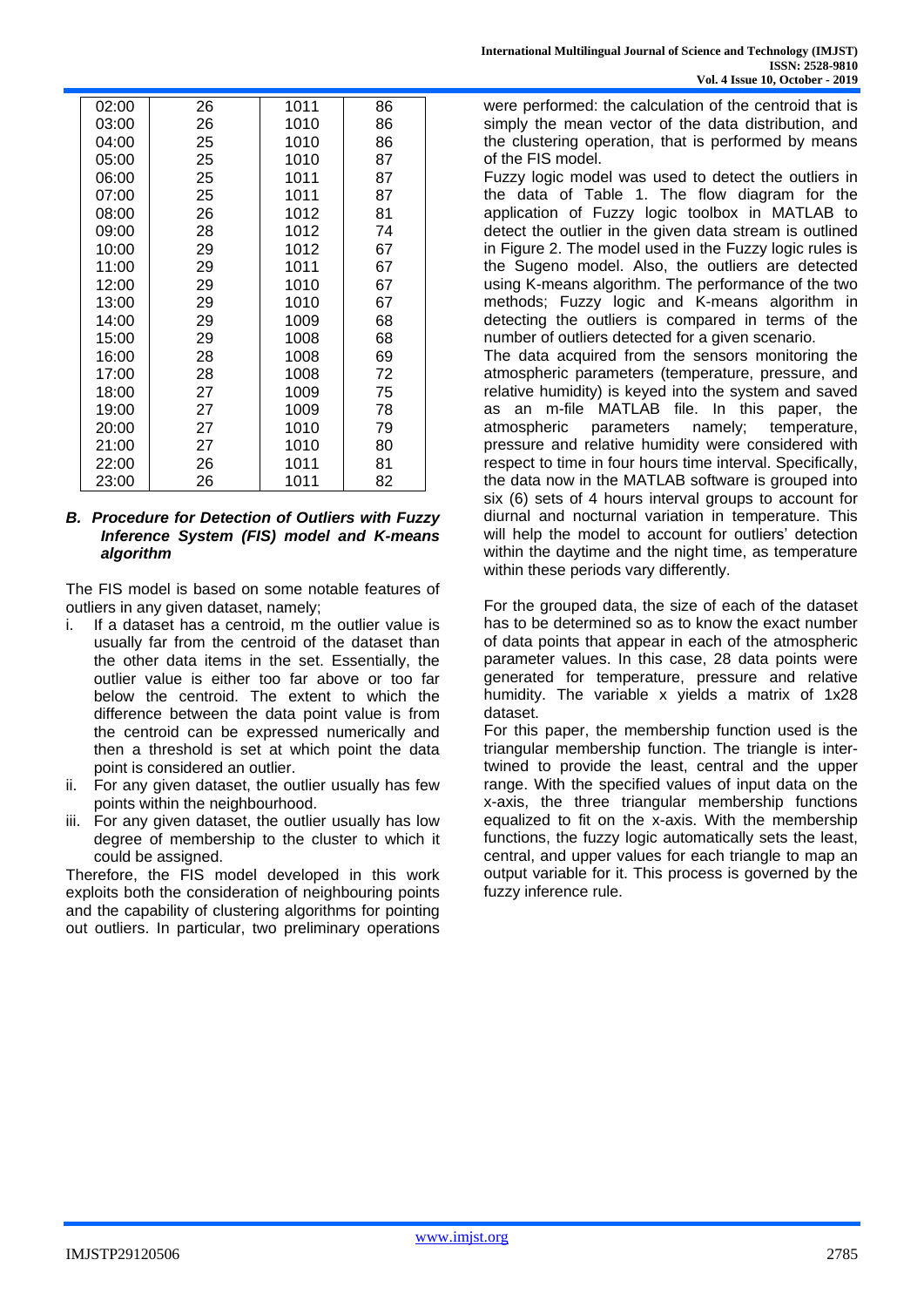| 02:00 | 26 | 1011 | 86 |
|---|---|---|---|
| 03:00 | 26 | 1010 | 86 |
| 04:00 | 25 | 1010 | 86 |
| 05:00 | 25 | 1010 | 87 |
| 06:00 | 25 | 1011 | 87 |
| 07:00 | 25 | 1011 | 87 |
| 08:00 | 26 | 1012 | 81 |
| 09:00 | 28 | 1012 | 74 |
| 10:00 | 29 | 1012 | 67 |
| 11:00 | 29 | 1011 | 67 |
| 12:00 | 29 | 1010 | 67 |
| 13:00 | 29 | 1010 | 67 |
| 14:00 | 29 | 1009 | 68 |
| 15:00 | 29 | 1008 | 68 |
| 16:00 | 28 | 1008 | 69 |
| 17:00 | 28 | 1008 | 72 |
| 18:00 | 27 | 1009 | 75 |
| 19:00 | 27 | 1009 | 78 |
| 20:00 | 27 | 1010 | 79 |
| 21:00 | 27 | 1010 | 80 |
| 22:00 | 26 | 1011 | 81 |
| 23:00 | 26 | 1011 | 82 |

### *B. Procedure for Detection of Outliers with Fuzzy Inference System (FIS) model and K-means algorithm*

The FIS model is based on some notable features of outliers in any given dataset, namely;

i. If a dataset has a centroid, m the outlier value is usually far from the centroid of the dataset than the other data items in the set. Essentially, the outlier value is either too far above or too far below the centroid. The extent to which the difference between the data point value is from the centroid can be expressed numerically and then a threshold is set at which point the data point is considered an outlier.
ii. For any given dataset, the outlier usually has few points within the neighbourhood.
iii. For any given dataset, the outlier usually has low degree of membership to the cluster to which it could be assigned.

Therefore, the FIS model developed in this work exploits both the consideration of neighbouring points and the capability of clustering algorithms for pointing out outliers. In particular, two preliminary operations were performed: the calculation of the centroid that is simply the mean vector of the data distribution, and the clustering operation, that is performed by means of the FIS model.

Fuzzy logic model was used to detect the outliers in the data of Table 1. The flow diagram for the application of Fuzzy logic toolbox in MATLAB to detect the outlier in the given data stream is outlined in Figure 2. The model used in the Fuzzy logic rules is the Sugeno model. Also, the outliers are detected using K-means algorithm. The performance of the two methods; Fuzzy logic and K-means algorithm in detecting the outliers is compared in terms of the number of outliers detected for a given scenario.

The data acquired from the sensors monitoring the atmospheric parameters (temperature, pressure, and relative humidity) is keyed into the system and saved as an m-file MATLAB file. In this paper, the atmospheric parameters namely; temperature, pressure and relative humidity were considered with respect to time in four hours time interval. Specifically, the data now in the MATLAB software is grouped into six (6) sets of 4 hours interval groups to account for diurnal and nocturnal variation in temperature. This will help the model to account for outliers' detection within the daytime and the night time, as temperature within these periods vary differently.

For the grouped data, the size of each of the dataset has to be determined so as to know the exact number of data points that appear in each of the atmospheric parameter values. In this case, 28 data points were generated for temperature, pressure and relative humidity. The variable x yields a matrix of 1x28 dataset.

For this paper, the membership function used is the triangular membership function. The triangle is inter-twined to provide the least, central and the upper range. With the specified values of input data on the x-axis, the three triangular membership functions equalized to fit on the x-axis. With the membership functions, the fuzzy logic automatically sets the least, central, and upper values for each triangle to map an output variable for it. This process is governed by the fuzzy inference rule.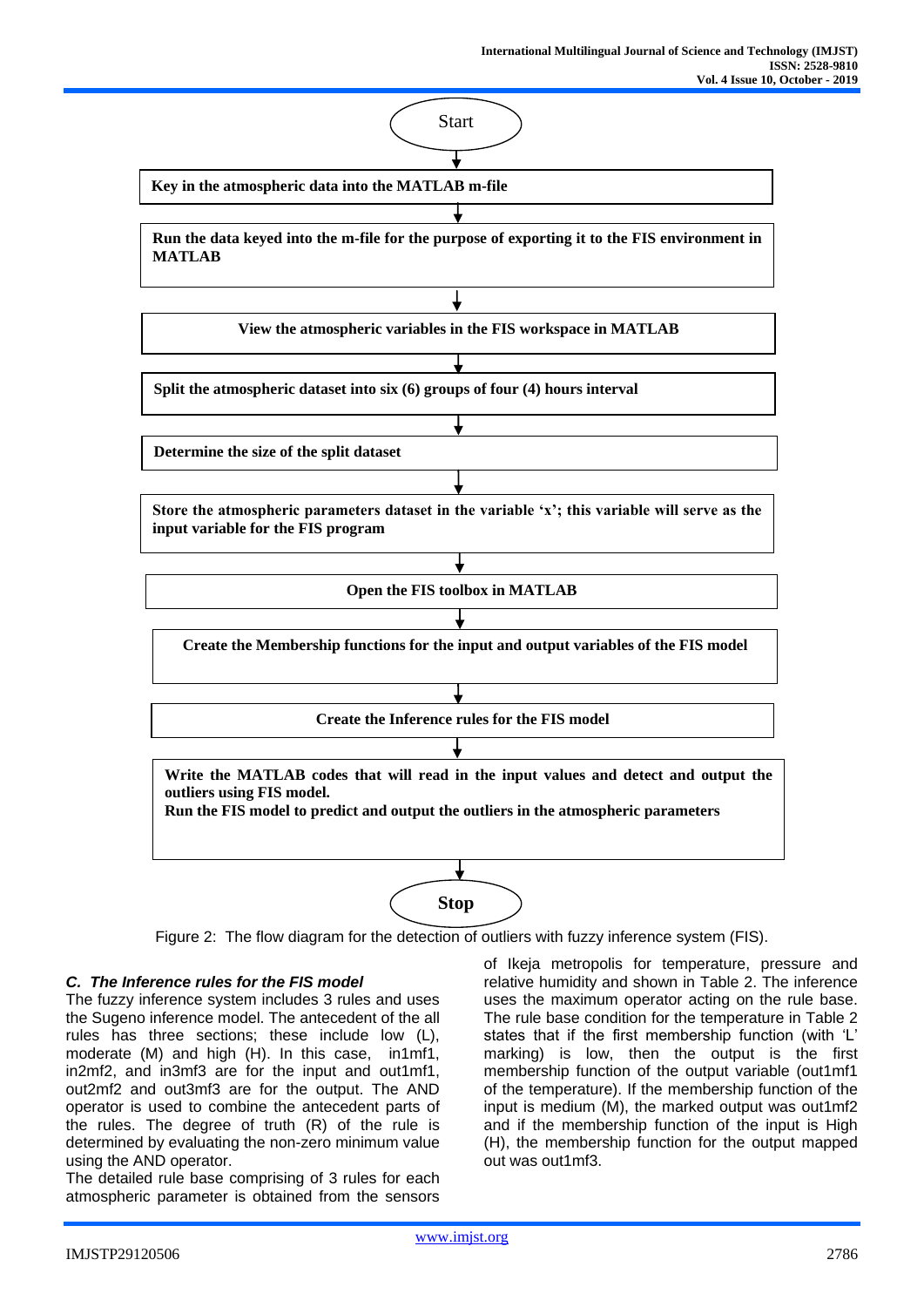Start

**Key in the atmospheric data into the MATLAB m-file**

**Run the data keyed into the m-file for the purpose of exporting it to the FIS environment in MATLAB**

**View the atmospheric variables in the FIS workspace in MATLAB**

**Split the atmospheric dataset into six (6) groups of four (4) hours interval**

**Determine the size of the split dataset**

**Store the atmospheric parameters dataset in the variable 'x'; this variable will serve as the input variable for the FIS program**

**Open the FIS toolbox in MATLAB**

**Create the Membership functions for the input and output variables of the FIS model**

**Create the Inference rules for the FIS model**

**Write the MATLAB codes that will read in the input values and detect and output the outliers using FIS model.**
**Run the FIS model to predict and output the outliers in the atmospheric parameters**

**Stop**

Figure 2: The flow diagram for the detection of outliers with fuzzy inference system (FIS).

### *C. The Inference rules for the FIS model*

The fuzzy inference system includes 3 rules and uses the Sugeno inference model. The antecedent of the all rules has three sections; these include low (L), moderate (M) and high (H). In this case, in1mf1, in2mf2, and in3mf3 are for the input and out1mf1, out2mf2 and out3mf3 are for the output. The AND operator is used to combine the antecedent parts of the rules. The degree of truth (R) of the rule is determined by evaluating the non-zero minimum value using the AND operator.

The detailed rule base comprising of 3 rules for each atmospheric parameter is obtained from the sensors of Ikeja metropolis for temperature, pressure and relative humidity and shown in Table 2. The inference uses the maximum operator acting on the rule base. The rule base condition for the temperature in Table 2 states that if the first membership function (with 'L' marking) is low, then the output is the first membership function of the output variable (out1mf1 of the temperature). If the membership function of the input is medium (M), the marked output was out1mf2 and if the membership function of the input is High (H), the membership function for the output mapped out was out1mf3.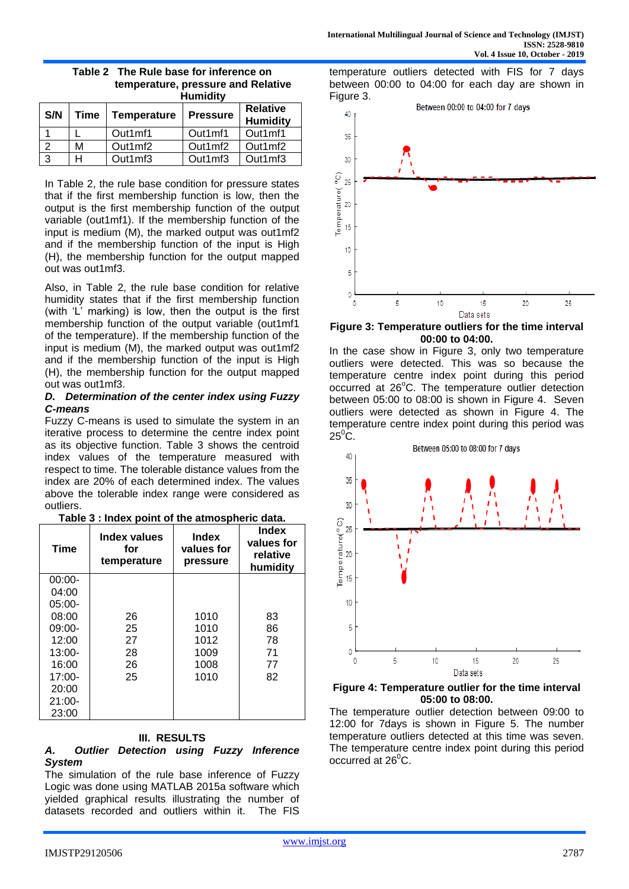**Table 2 The Rule base for inference on temperature, pressure and Relative Humidity**

| S/N | Time | Temperature | Pressure | Relative Humidity |
|---|---|---|---|---|
| 1 | L | Out1mf1 | Out1mf1 | Out1mf1 |
| 2 | M | Out1mf2 | Out1mf2 | Out1mf2 |
| 3 | H | Out1mf3 | Out1mf3 | Out1mf3 |

In Table 2, the rule base condition for pressure states that if the first membership function is low, then the output is the first membership function of the output variable (out1mf1). If the membership function of the input is medium (M), the marked output was out1mf2 and if the membership function of the input is High (H), the membership function for the output mapped out was out1mf3.

Also, in Table 2, the rule base condition for relative humidity states that if the first membership function (with 'L' marking) is low, then the output is the first membership function of the output variable (out1mf1 of the temperature). If the membership function of the input is medium (M), the marked output was out1mf2 and if the membership function of the input is High (H), the membership function for the output mapped out was out1mf3.

### *D. Determination of the center index using Fuzzy C-means*

Fuzzy C-means is used to simulate the system in an iterative process to determine the centre index point as its objective function. Table 3 shows the centroid index values of the temperature measured with respect to time. The tolerable distance values from the index are 20% of each determined index. The values above the tolerable index range were considered as outliers.

**Table 3 : Index point of the atmospheric data.**

| Time | Index values for temperature | Index values for pressure | Index values for relative humidity |
|---|---|---|---|
| 00:00-04:00 | 26 | 1010 | 83 |
| 05:00-08:00 | 25 | 1010 | 86 |
| 09:00-12:00 | 27 | 1012 | 78 |
| 13:00-16:00 | 28 | 1009 | 71 |
| 17:00-20:00 | 26 | 1008 | 77 |
| 21:00-23:00 | 25 | 1010 | 82 |

## III. RESULTS

### *A. Outlier Detection using Fuzzy Inference System*

The simulation of the rule base inference of Fuzzy Logic was done using MATLAB 2015a software which yielded graphical results illustrating the number of datasets recorded and outliers within it. The FIS temperature outliers detected with FIS for 7 days between 00:00 to 04:00 for each day are shown in Figure 3.

**Figure 3: Temperature outliers for the time interval 00:00 to 04:00.**

In the case show in Figure 3, only two temperature outliers were detected. This was so because the temperature centre index point during this period occurred at 26°C. The temperature outlier detection between 05:00 to 08:00 is shown in Figure 4. Seven outliers were detected as shown in Figure 4. The temperature centre index point during this period was 25°C.

**Figure 4: Temperature outlier for the time interval 05:00 to 08:00.**

The temperature outlier detection between 09:00 to 12:00 for 7days is shown in Figure 5. The number temperature outliers detected at this time was seven. The temperature centre index point during this period occurred at 26°C.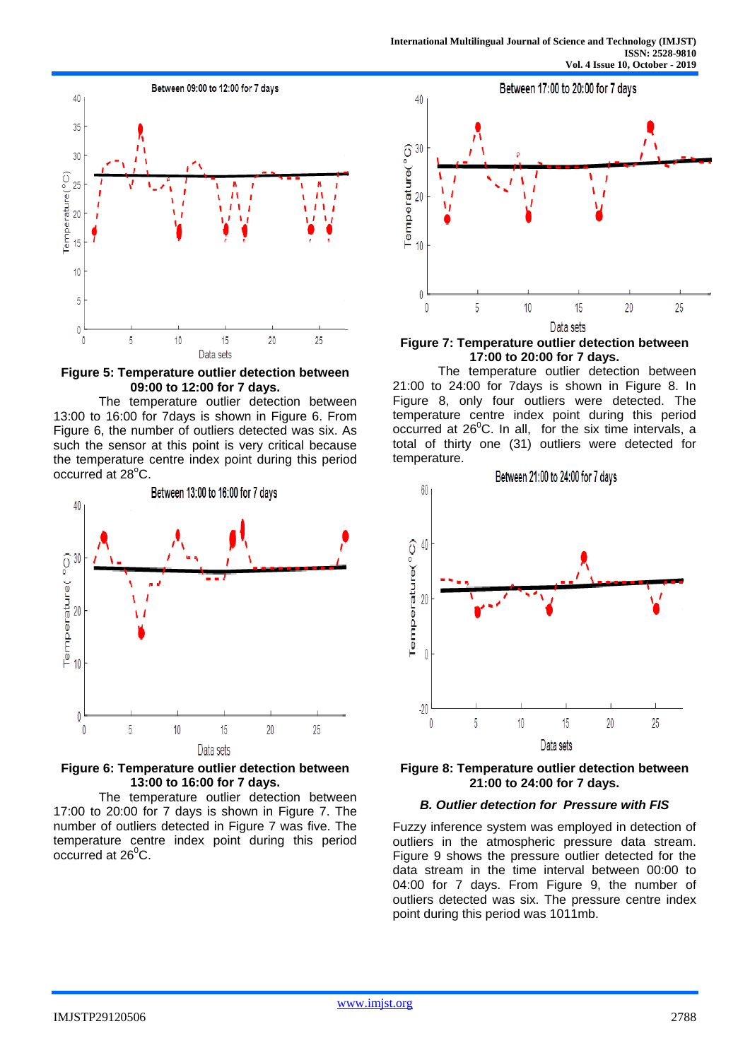**Figure 5: Temperature outlier detection between 09:00 to 12:00 for 7 days.**

The temperature outlier detection between 13:00 to 16:00 for 7days is shown in Figure 6. From Figure 6, the number of outliers detected was six. As such the sensor at this point is very critical because the temperature centre index point during this period occurred at 28$^{o}$C.

**Figure 6: Temperature outlier detection between 13:00 to 16:00 for 7 days.**

The temperature outlier detection between 17:00 to 20:00 for 7 days is shown in Figure 7. The number of outliers detected in Figure 7 was five. The temperature centre index point during this period occurred at 26$^{0}$C.

**Figure 7: Temperature outlier detection between 17:00 to 20:00 for 7 days.**

The temperature outlier detection between 21:00 to 24:00 for 7days is shown in Figure 8. In Figure 8, only four outliers were detected. The temperature centre index point during this period occurred at 26$^{0}$C. In all, for the six time intervals, a total of thirty one (31) outliers were detected for temperature.

**Figure 8: Temperature outlier detection between 21:00 to 24:00 for 7 days.**

### *B. Outlier detection for Pressure with FIS*

Fuzzy inference system was employed in detection of outliers in the atmospheric pressure data stream. Figure 9 shows the pressure outlier detected for the data stream in the time interval between 00:00 to 04:00 for 7 days. From Figure 9, the number of outliers detected was six. The pressure centre index point during this period was 1011mb.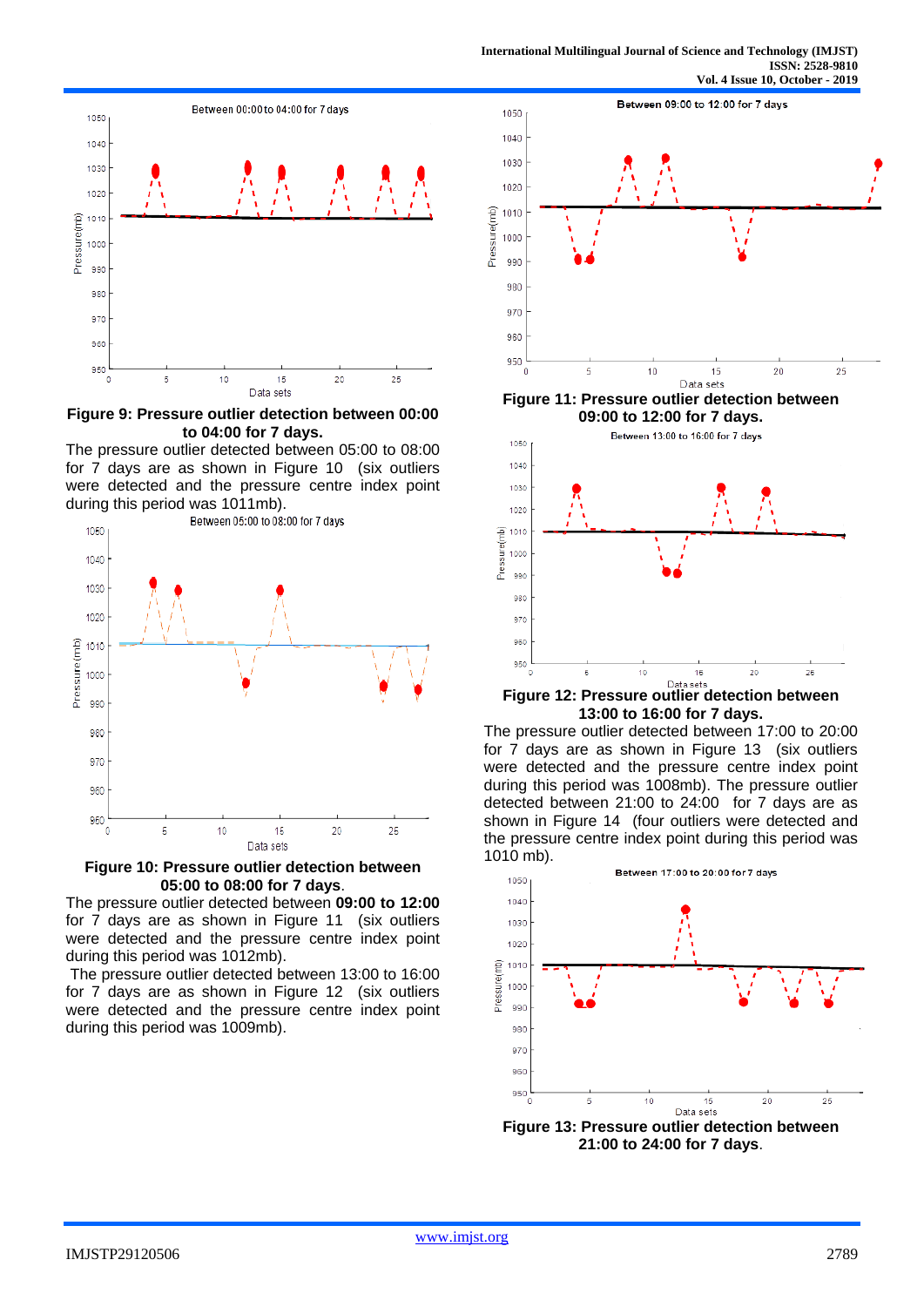**Figure 9: Pressure outlier detection between 00:00 to 04:00 for 7 days.**

The pressure outlier detected between 05:00 to 08:00 for 7 days are as shown in Figure 10 (six outliers were detected and the pressure centre index point during this period was 1011mb).

**Figure 10: Pressure outlier detection between 05:00 to 08:00 for 7 days**.

The pressure outlier detected between **09:00 to 12:00** for 7 days are as shown in Figure 11 (six outliers were detected and the pressure centre index point during this period was 1012mb).

The pressure outlier detected between 13:00 to 16:00 for 7 days are as shown in Figure 12 (six outliers were detected and the pressure centre index point during this period was 1009mb).

**Figure 11: Pressure outlier detection between 09:00 to 12:00 for 7 days.**

**Figure 12: Pressure outlier detection between 13:00 to 16:00 for 7 days.**

The pressure outlier detected between 17:00 to 20:00 for 7 days are as shown in Figure 13 (six outliers were detected and the pressure centre index point during this period was 1008mb). The pressure outlier detected between 21:00 to 24:00 for 7 days are as shown in Figure 14 (four outliers were detected and the pressure centre index point during this period was 1010 mb).

**Figure 13: Pressure outlier detection between 21:00 to 24:00 for 7 days**.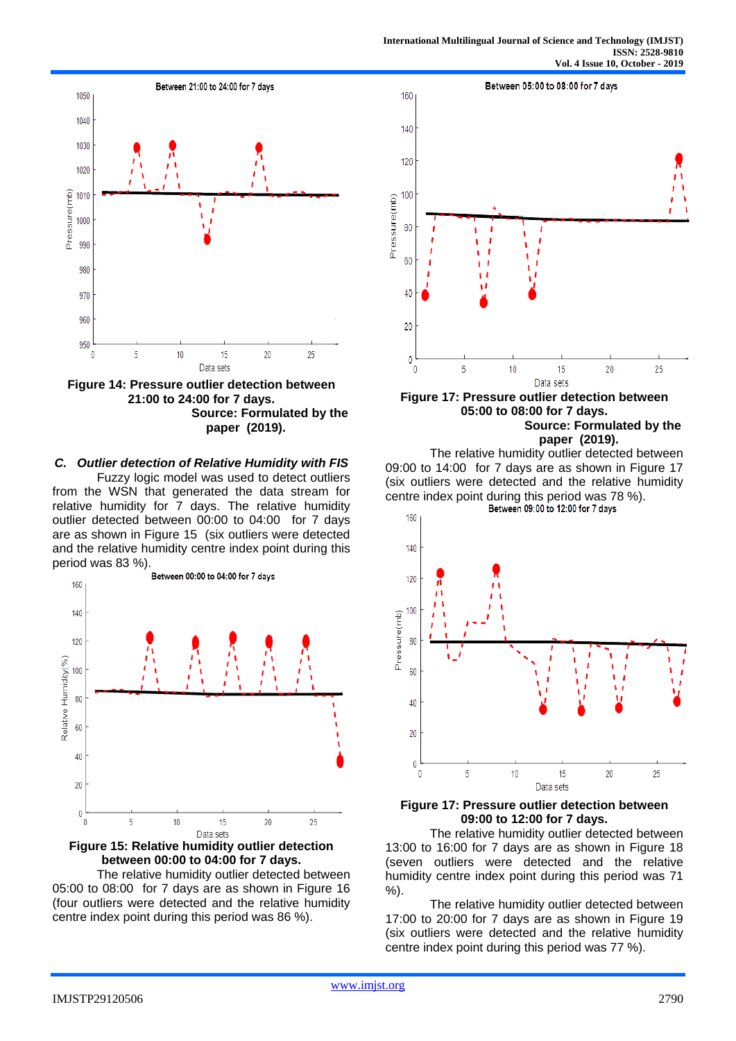**Figure 14: Pressure outlier detection between 21:00 to 24:00 for 7 days. Source: Formulated by the paper (2019).**

### *C. Outlier detection of Relative Humidity with FIS*

Fuzzy logic model was used to detect outliers from the WSN that generated the data stream for relative humidity for 7 days. The relative humidity outlier detected between 00:00 to 04:00 for 7 days are as shown in Figure 15 (six outliers were detected and the relative humidity centre index point during this period was 83 %).

**Figure 15: Relative humidity outlier detection between 00:00 to 04:00 for 7 days.**

The relative humidity outlier detected between 05:00 to 08:00 for 7 days are as shown in Figure 16 (four outliers were detected and the relative humidity centre index point during this period was 86 %).

**Figure 17: Pressure outlier detection between 05:00 to 08:00 for 7 days. Source: Formulated by the paper (2019).**

The relative humidity outlier detected between 09:00 to 14:00 for 7 days are as shown in Figure 17 (six outliers were detected and the relative humidity centre index point during this period was 78 %).

**Figure 17: Pressure outlier detection between 09:00 to 12:00 for 7 days.**

The relative humidity outlier detected between 13:00 to 16:00 for 7 days are as shown in Figure 18 (seven outliers were detected and the relative humidity centre index point during this period was 71 %).

The relative humidity outlier detected between 17:00 to 20:00 for 7 days are as shown in Figure 19 (six outliers were detected and the relative humidity centre index point during this period was 77 %).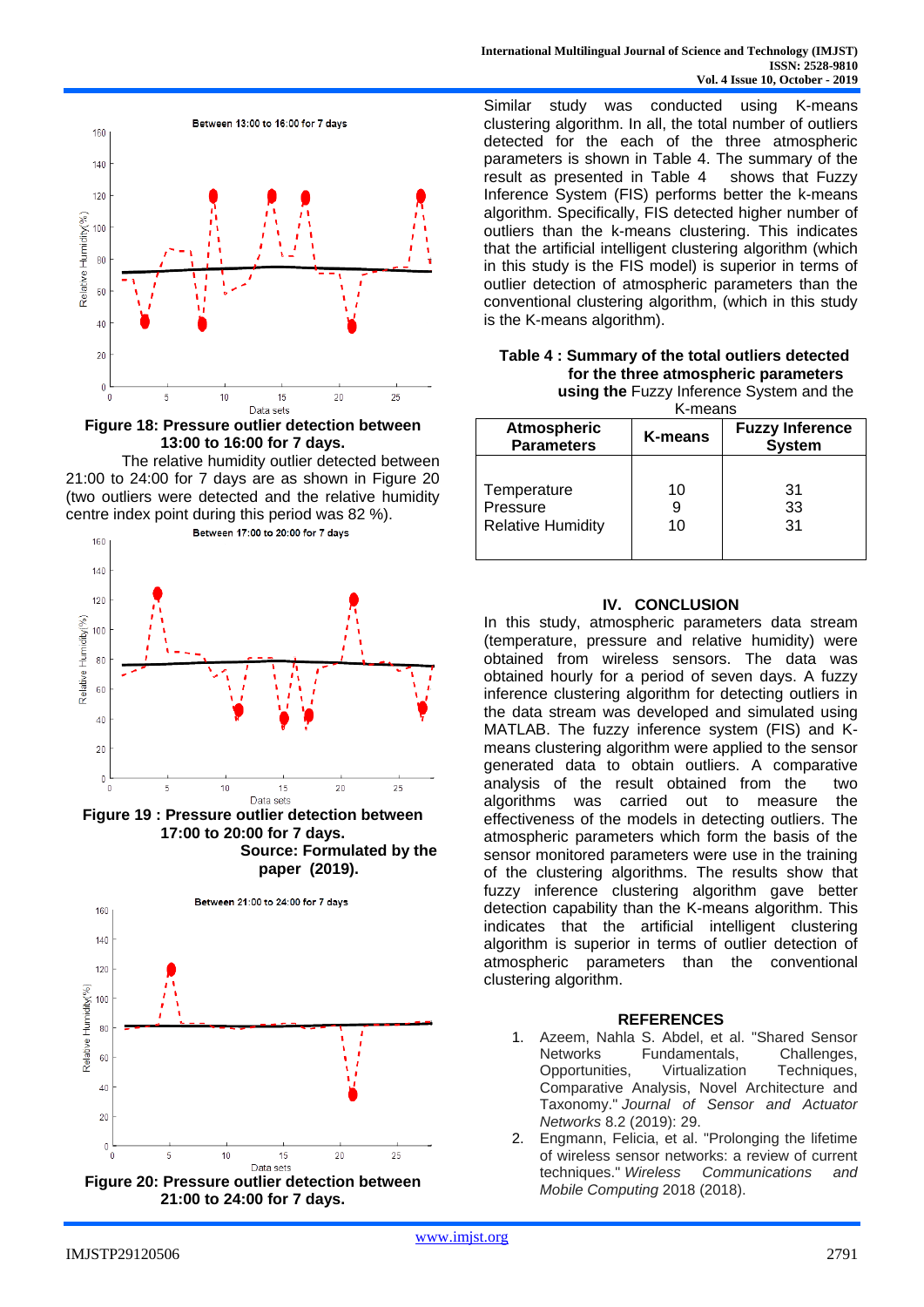**Figure 18: Pressure outlier detection between 13:00 to 16:00 for 7 days.**

The relative humidity outlier detected between 21:00 to 24:00 for 7 days are as shown in Figure 20 (two outliers were detected and the relative humidity centre index point during this period was 82 %).

**Figure 19 : Pressure outlier detection between 17:00 to 20:00 for 7 days.**

**Source: Formulated by the paper (2019).**

**Figure 20: Pressure outlier detection between 21:00 to 24:00 for 7 days.**

Similar study was conducted using K-means clustering algorithm. In all, the total number of outliers detected for the each of the three atmospheric parameters is shown in Table 4. The summary of the result as presented in Table 4 shows that Fuzzy Inference System (FIS) performs better the k-means algorithm. Specifically, FIS detected higher number of outliers than the k-means clustering. This indicates that the artificial intelligent clustering algorithm (which in this study is the FIS model) is superior in terms of outlier detection of atmospheric parameters than the conventional clustering algorithm, (which in this study is the K-means algorithm).

**Table 4 : Summary of the total outliers detected for the three atmospheric parameters using the** Fuzzy Inference System and the K-means

| Atmospheric Parameters | K-means | Fuzzy Inference System |
|---|---|---|
| Temperature | 10 | 31 |
| Pressure | 9 | 33 |
| Relative Humidity | 10 | 31 |

## IV. CONCLUSION

In this study, atmospheric parameters data stream (temperature, pressure and relative humidity) were obtained from wireless sensors. The data was obtained hourly for a period of seven days. A fuzzy inference clustering algorithm for detecting outliers in the data stream was developed and simulated using MATLAB. The fuzzy inference system (FIS) and K-means clustering algorithm were applied to the sensor generated data to obtain outliers. A comparative analysis of the result obtained from the two algorithms was carried out to measure the effectiveness of the models in detecting outliers. The atmospheric parameters which form the basis of the sensor monitored parameters were use in the training of the clustering algorithms. The results show that fuzzy inference clustering algorithm gave better detection capability than the K-means algorithm. This indicates that the artificial intelligent clustering algorithm is superior in terms of outlier detection of atmospheric parameters than the conventional clustering algorithm.

## REFERENCES

1. Azeem, Nahla S. Abdel, et al. "Shared Sensor Networks Fundamentals, Challenges, Opportunities, Virtualization Techniques, Comparative Analysis, Novel Architecture and Taxonomy." *Journal of Sensor and Actuator Networks* 8.2 (2019): 29.
2. Engmann, Felicia, et al. "Prolonging the lifetime of wireless sensor networks: a review of current techniques." *Wireless Communications and Mobile Computing* 2018 (2018).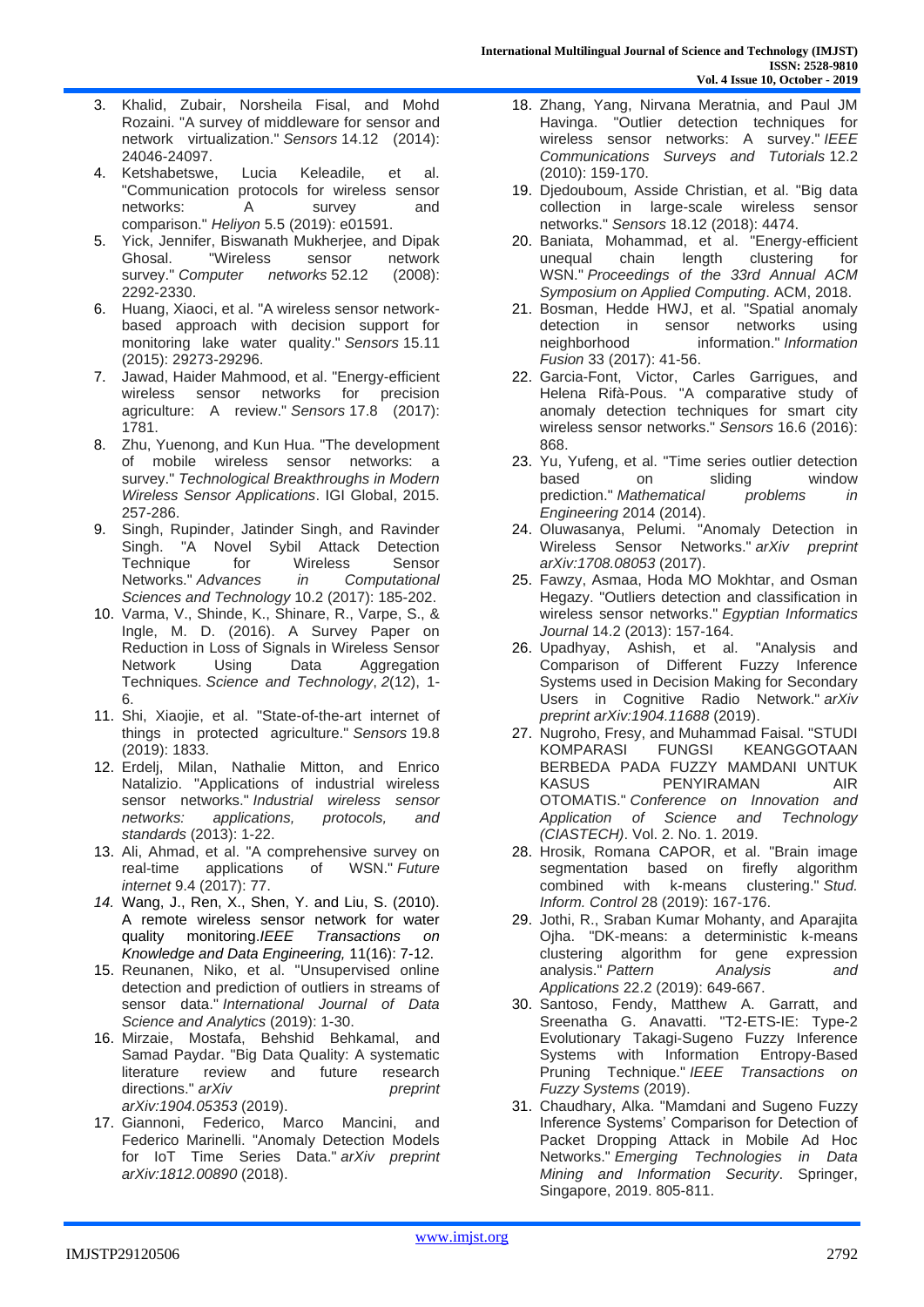3. Khalid, Zubair, Norsheila Fisal, and Mohd Rozaini. "A survey of middleware for sensor and network virtualization." *Sensors* 14.12 (2014): 24046-24097.
4. Ketshabetswe, Lucia Keleadile, et al. "Communication protocols for wireless sensor networks: A survey and comparison." *Heliyon* 5.5 (2019): e01591.
5. Yick, Jennifer, Biswanath Mukherjee, and Dipak Ghosal. "Wireless sensor network survey." *Computer networks* 52.12 (2008): 2292-2330.
6. Huang, Xiaoci, et al. "A wireless sensor network-based approach with decision support for monitoring lake water quality." *Sensors* 15.11 (2015): 29273-29296.
7. Jawad, Haider Mahmood, et al. "Energy-efficient wireless sensor networks for precision agriculture: A review." *Sensors* 17.8 (2017): 1781.
8. Zhu, Yuenong, and Kun Hua. "The development of mobile wireless sensor networks: a survey." *Technological Breakthroughs in Modern Wireless Sensor Applications*. IGI Global, 2015. 257-286.
9. Singh, Rupinder, Jatinder Singh, and Ravinder Singh. "A Novel Sybil Attack Detection Technique for Wireless Sensor Networks." *Advances in Computational Sciences and Technology* 10.2 (2017): 185-202.
10. Varma, V., Shinde, K., Shinare, R., Varpe, S., & Ingle, M. D. (2016). A Survey Paper on Reduction in Loss of Signals in Wireless Sensor Network Using Data Aggregation Techniques. *Science and Technology*, *2*(12), 1-6.
11. Shi, Xiaojie, et al. "State-of-the-art internet of things in protected agriculture." *Sensors* 19.8 (2019): 1833.
12. Erdelj, Milan, Nathalie Mitton, and Enrico Natalizio. "Applications of industrial wireless sensor networks." *Industrial wireless sensor networks: applications, protocols, and standards* (2013): 1-22.
13. Ali, Ahmad, et al. "A comprehensive survey on real-time applications of WSN." *Future internet* 9.4 (2017): 77.
14. Wang, J., Ren, X., Shen, Y. and Liu, S. (2010). A remote wireless sensor network for water quality monitoring.*IEEE Transactions on Knowledge and Data Engineering,* 11(16): 7-12.
15. Reunanen, Niko, et al. "Unsupervised online detection and prediction of outliers in streams of sensor data." *International Journal of Data Science and Analytics* (2019): 1-30.
16. Mirzaie, Mostafa, Behshid Behkamal, and Samad Paydar. "Big Data Quality: A systematic literature review and future research directions." *arXiv preprint arXiv:1904.05353* (2019).
17. Giannoni, Federico, Marco Mancini, and Federico Marinelli. "Anomaly Detection Models for IoT Time Series Data." *arXiv preprint arXiv:1812.00890* (2018).
18. Zhang, Yang, Nirvana Meratnia, and Paul JM Havinga. "Outlier detection techniques for wireless sensor networks: A survey." *IEEE Communications Surveys and Tutorials* 12.2 (2010): 159-170.
19. Djedouboum, Asside Christian, et al. "Big data collection in large-scale wireless sensor networks." *Sensors* 18.12 (2018): 4474.
20. Baniata, Mohammad, et al. "Energy-efficient unequal chain length clustering for WSN." *Proceedings of the 33rd Annual ACM Symposium on Applied Computing*. ACM, 2018.
21. Bosman, Hedde HWJ, et al. "Spatial anomaly detection in sensor networks using neighborhood information." *Information Fusion* 33 (2017): 41-56.
22. Garcia-Font, Victor, Carles Garrigues, and Helena Rifà-Pous. "A comparative study of anomaly detection techniques for smart city wireless sensor networks." *Sensors* 16.6 (2016): 868.
23. Yu, Yufeng, et al. "Time series outlier detection based on sliding window prediction." *Mathematical problems in Engineering* 2014 (2014).
24. Oluwasanya, Pelumi. "Anomaly Detection in Wireless Sensor Networks." *arXiv preprint arXiv:1708.08053* (2017).
25. Fawzy, Asmaa, Hoda MO Mokhtar, and Osman Hegazy. "Outliers detection and classification in wireless sensor networks." *Egyptian Informatics Journal* 14.2 (2013): 157-164.
26. Upadhyay, Ashish, et al. "Analysis and Comparison of Different Fuzzy Inference Systems used in Decision Making for Secondary Users in Cognitive Radio Network." *arXiv preprint arXiv:1904.11688* (2019).
27. Nugroho, Fresy, and Muhammad Faisal. "STUDI KOMPARASI FUNGSI KEANGGOTAAN BERBEDA PADA FUZZY MAMDANI UNTUK KASUS PENYIRAMAN AIR OTOMATIS." *Conference on Innovation and Application of Science and Technology (CIASTECH)*. Vol. 2. No. 1. 2019.
28. Hrosik, Romana CAPOR, et al. "Brain image segmentation based on firefly algorithm combined with k-means clustering." *Stud. Inform. Control* 28 (2019): 167-176.
29. Jothi, R., Sraban Kumar Mohanty, and Aparajita Ojha. "DK-means: a deterministic k-means clustering algorithm for gene expression analysis." *Pattern Analysis and Applications* 22.2 (2019): 649-667.
30. Susanto, Fendy, Matthew A. Garratt, and Sreenatha G. Anavatti. "T2-ETS-IE: Type-2 Evolutionary Takagi-Sugeno Fuzzy Inference Systems with Information Entropy-Based Pruning Technique." *IEEE Transactions on Fuzzy Systems* (2019).
31. Chaudhary, Alka. "Mamdani and Sugeno Fuzzy Inference Systems' Comparison for Detection of Packet Dropping Attack in Mobile Ad Hoc Networks." *Emerging Technologies in Data Mining and Information Security*. Springer, Singapore, 2019. 805-811.